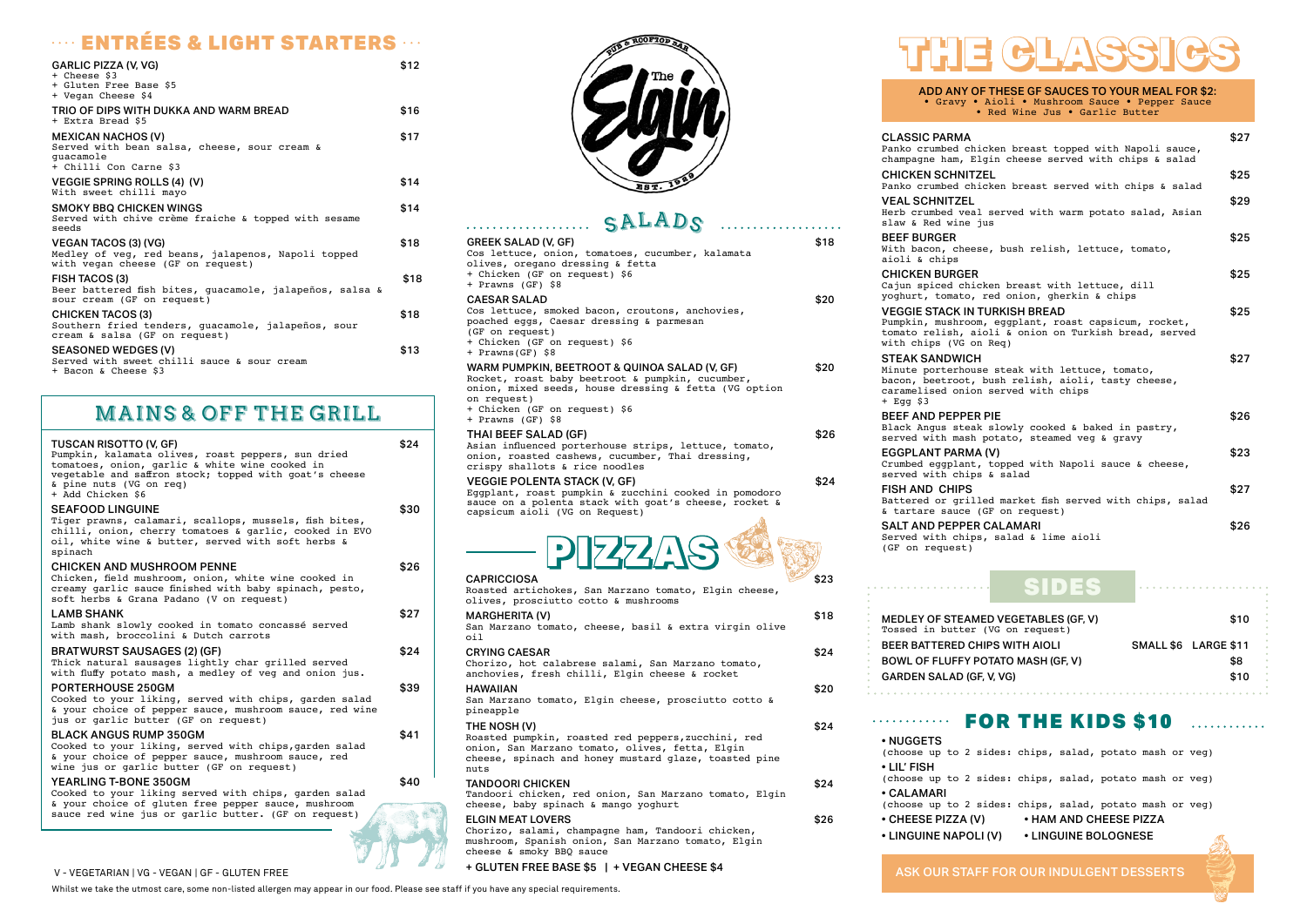## ENTRÉES & LIGHT STARTERS

**GARLIC PIZZA (V, VG)** — $12
+ Cheese $3
+ Gluten Free Base $5
+ Vegan Cheese $4

**TRIO OF DIPS WITH DUKKA AND WARM BREAD** — $16
+ Extra Bread $5

**MEXICAN NACHOS (V)** — $17
Served with bean salsa, cheese, sour cream & guacamole
+ Chilli Con Carne $3

**VEGGIE SPRING ROLLS (4) (V)** — $14
With sweet chilli mayo

**SMOKY BBQ CHICKEN WINGS** — $14
Served with chive crème fraiche & topped with sesame seeds

**VEGAN TACOS (3) (VG)** — $18
Medley of veg, red beans, jalapenos, Napoli topped with vegan cheese (GF on request)

**FISH TACOS (3)** — $18
Beer battered fish bites, guacamole, jalapeños, salsa & sour cream (GF on request)

**CHICKEN TACOS (3)** — $18
Southern fried tenders, guacamole, jalapeños, sour cream & salsa (GF on request)

**SEASONED WEDGES (V)** — $13
Served with sweet chilli sauce & sour cream
+ Bacon & Cheese $3

## MAINS & OFF THE GRILL

**TUSCAN RISOTTO (V, GF)** — $24
Pumpkin, kalamata olives, roast peppers, sun dried tomatoes, onion, garlic & white wine cooked in vegetable and saffron stock; topped with goat's cheese & pine nuts (VG on req)
+ Add Chicken $6

**SEAFOOD LINGUINE** — $30
Tiger prawns, calamari, scallops, mussels, fish bites, chilli, onion, cherry tomatoes & garlic, cooked in EVO oil, white wine & butter, served with soft herbs & spinach

**CHICKEN AND MUSHROOM PENNE** — $26
Chicken, field mushroom, onion, white wine cooked in creamy garlic sauce finished with baby spinach, pesto, soft herbs & Grana Padano (V on request)

**LAMB SHANK** — $27
Lamb shank slowly cooked in tomato concassé served with mash, broccolini & Dutch carrots

**BRATWURST SAUSAGES (2) (GF)** — $24
Thick natural sausages lightly char grilled served with fluffy potato mash, a medley of veg and onion jus.

**PORTERHOUSE 250GM** — $39
Cooked to your liking, served with chips, garden salad & your choice of pepper sauce, mushroom sauce, red wine jus or garlic butter (GF on request)

**BLACK ANGUS RUMP 350GM** — $41
Cooked to your liking, served with chips, garden salad & your choice of pepper sauce, mushroom sauce, red wine jus or garlic butter (GF on request)

**YEARLING T-BONE 350GM** — $40
Cooked to your liking served with chips, garden salad & your choice of gluten free pepper sauce, mushroom sauce red wine jus or garlic butter. (GF on request)

V - VEGETARIAN | VG - VEGAN | GF - GLUTEN FREE

The Elgin — Pub & Rooftop Bar — Est. 1929

## SALADS

**GREEK SALAD (V, GF)** — $18
Cos lettuce, onion, tomatoes, cucumber, kalamata olives, oregano dressing & fetta
+ Chicken (GF on request) $6
+ Prawns (GF) $8

**CAESAR SALAD** — $20
Cos lettuce, smoked bacon, croutons, anchovies, poached eggs, Caesar dressing & parmesan (GF on request)
+ Chicken (GF on request) $6
+ Prawns(GF) $8

**WARM PUMPKIN, BEETROOT & QUINOA SALAD (V, GF)** — $20
Rocket, roast baby beetroot & pumpkin, cucumber, onion, mixed seeds, house dressing & fetta (VG option on request)
+ Chicken (GF on request) $6
+ Prawns (GF) $8

**THAI BEEF SALAD (GF)** — $26
Asian influenced porterhouse strips, lettuce, tomato, onion, roasted cashews, cucumber, Thai dressing, crispy shallots & rice noodles

**VEGGIE POLENTA STACK (V, GF)** — $24
Eggplant, roast pumpkin & zucchini cooked in pomodoro sauce on a polenta stack with goat's cheese, rocket & capsicum aioli (VG on Request)

## PIZZAS

**CAPRICCIOSA** — $23
Roasted artichokes, San Marzano tomato, Elgin cheese, olives, prosciutto cotto & mushrooms

**MARGHERITA (V)** — $18
San Marzano tomato, cheese, basil & extra virgin olive oil

**CRYING CAESAR** — $24
Chorizo, hot calabrese salami, San Marzano tomato, anchovies, fresh chilli, Elgin cheese & rocket

**HAWAIIAN** — $20
San Marzano tomato, Elgin cheese, prosciutto cotto & pineapple

**THE NOSH (V)** — $24
Roasted pumpkin, roasted red peppers, zucchini, red onion, San Marzano tomato, olives, fetta, Elgin cheese, spinach and honey mustard glaze, toasted pine nuts

**TANDOORI CHICKEN** — $24
Tandoori chicken, red onion, San Marzano tomato, Elgin cheese, baby spinach & mango yoghurt

**ELGIN MEAT LOVERS** — $26
Chorizo, salami, champagne ham, Tandoori chicken, mushroom, Spanish onion, San Marzano tomato, Elgin cheese & smoky BBQ sauce

+ GLUTEN FREE BASE $5 | + VEGAN CHEESE $4

## THE CLASSICS

**ADD ANY OF THESE GF SAUCES TO YOUR MEAL FOR $2:**
• Gravy • Aioli • Mushroom Sauce • Pepper Sauce • Red Wine Jus • Garlic Butter

**CLASSIC PARMA** — $27
Panko crumbed chicken breast topped with Napoli sauce, champagne ham, Elgin cheese served with chips & salad

**CHICKEN SCHNITZEL** — $25
Panko crumbed chicken breast served with chips & salad

**VEAL SCHNITZEL** — $29
Herb crumbed veal served with warm potato salad, Asian slaw & Red wine jus

**BEEF BURGER** — $25
With bacon, cheese, bush relish, lettuce, tomato, aioli & chips

**CHICKEN BURGER** — $25
Cajun spiced chicken breast with lettuce, dill yoghurt, tomato, red onion, gherkin & chips

**VEGGIE STACK IN TURKISH BREAD** — $25
Pumpkin, mushroom, eggplant, roast capsicum, rocket, tomato relish, aioli & onion on Turkish bread, served with chips (VG on Req)

**STEAK SANDWICH** — $27
Minute porterhouse steak with lettuce, tomato, bacon, beetroot, bush relish, aioli, tasty cheese, caramelised onion served with chips
+ Egg $3

**BEEF AND PEPPER PIE** — $26
Black Angus steak slowly cooked & baked in pastry, served with mash potato, steamed veg & gravy

**EGGPLANT PARMA (V)** — $23
Crumbed eggplant, topped with Napoli sauce & cheese, served with chips & salad

**FISH AND CHIPS** — $27
Battered or grilled market fish served with chips, salad & tartare sauce (GF on request)

**SALT AND PEPPER CALAMARI** — $26
Served with chips, salad & lime aioli (GF on request)

## SIDES

| Item | Price |
|---|---|
| MEDLEY OF STEAMED VEGETABLES (GF, V) — Tossed in butter (VG on request) | $10 |
| BEER BATTERED CHIPS WITH AIOLI | SMALL $6 LARGE $11 |
| BOWL OF FLUFFY POTATO MASH (GF, V) | $8 |
| GARDEN SALAD (GF, V, VG) | $10 |

## FOR THE KIDS $10

- NUGGETS (choose up to 2 sides: chips, salad, potato mash or veg)
- LIL' FISH (choose up to 2 sides: chips, salad, potato mash or veg)
- CALAMARI (choose up to 2 sides: chips, salad, potato mash or veg)
- CHEESE PIZZA (V)
- HAM AND CHEESE PIZZA
- LINGUINE NAPOLI (V)
- LINGUINE BOLOGNESE

ASK OUR STAFF FOR OUR INDULGENT DESSERTS

Whilst we take the utmost care, some non-listed allergen may appear in our food. Please see staff if you have any special requirements.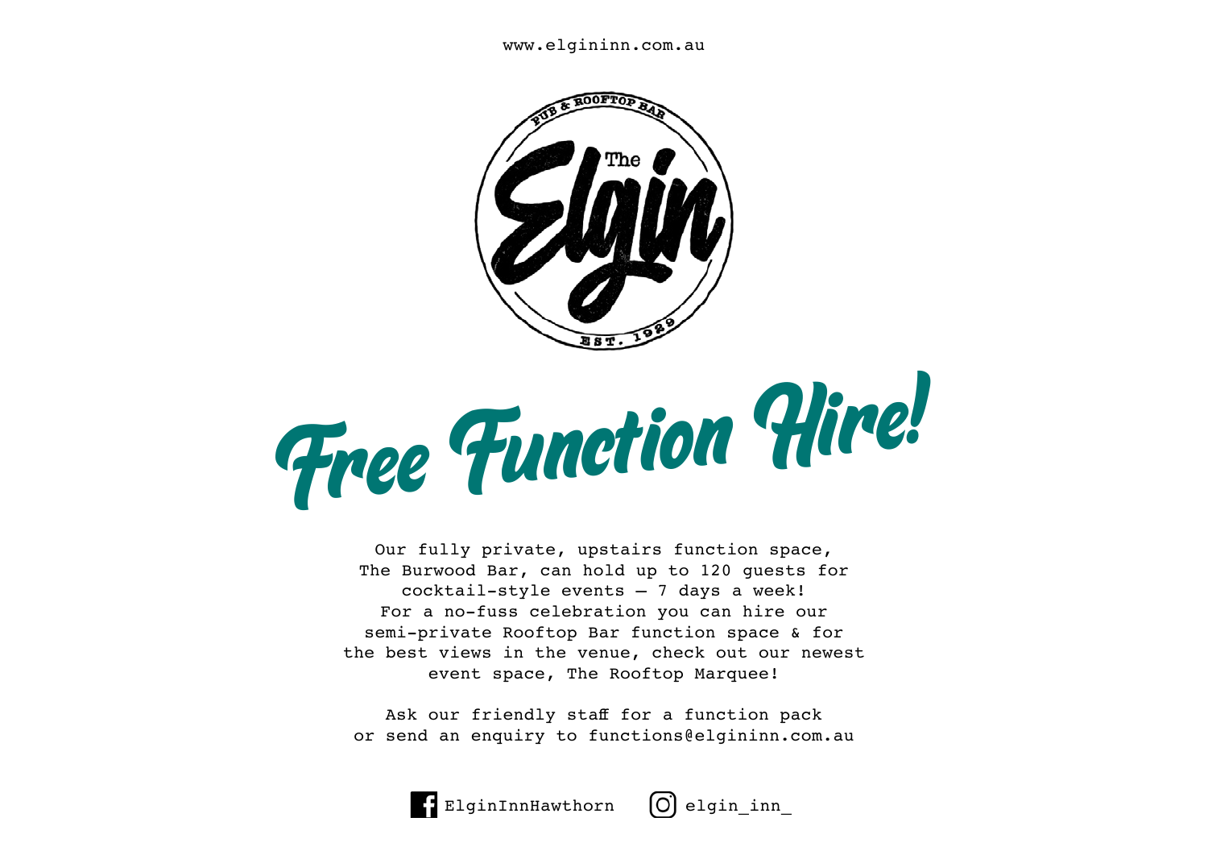www.elgininn.com.au

PUB & ROOFTOP BAR

The Elgin

EST. 1929

# Free Function Hire!

Our fully private, upstairs function space, The Burwood Bar, can hold up to 120 guests for cocktail-style events – 7 days a week! For a no-fuss celebration you can hire our semi-private Rooftop Bar function space & for the best views in the venue, check out our newest event space, The Rooftop Marquee!

Ask our friendly staff for a function pack or send an enquiry to functions@elgininn.com.au

ElginInnHawthorn elgin_inn_